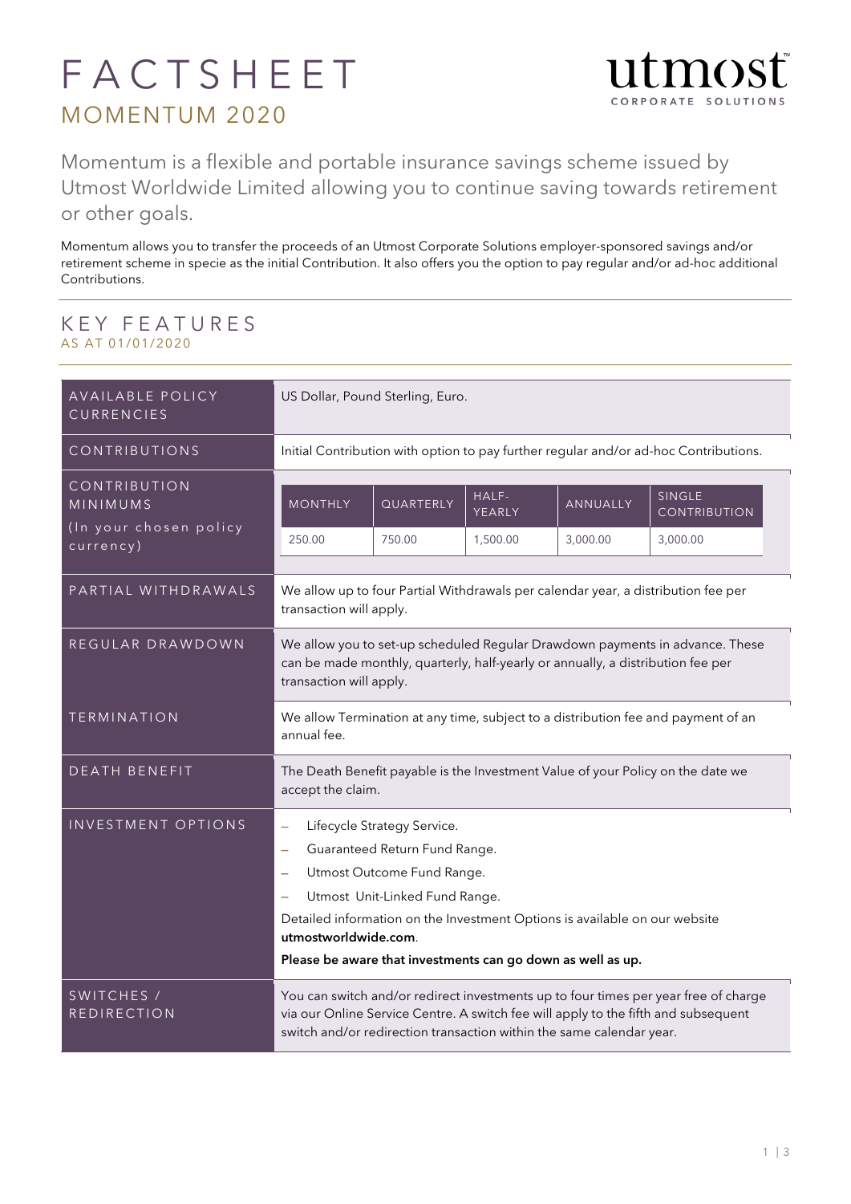# FACTSHEET

## MOMENTUM 2020

utmost CORPORATE SOLUTIONS

Momentum is a flexible and portable insurance savings scheme issued by Utmost Worldwide Limited allowing you to continue saving towards retirement or other goals.

Momentum allows you to transfer the proceeds of an Utmost Corporate Solutions employer-sponsored savings and/or retirement scheme in specie as the initial Contribution. It also offers you the option to pay regular and/or ad-hoc additional Contributions.

## KEY FEATURES

AS AT 01/01/2020

| | |
|---|---|
| AVAILABLE POLICY CURRENCIES | US Dollar, Pound Sterling, Euro. |
| CONTRIBUTIONS | Initial Contribution with option to pay further regular and/or ad-hoc Contributions. |
| CONTRIBUTION MINIMUMS (In your chosen policy currency) | MONTHLY: 250.00; QUARTERLY: 750.00; HALF-YEARLY: 1,500.00; ANNUALLY: 3,000.00; SINGLE CONTRIBUTION: 3,000.00 |
| PARTIAL WITHDRAWALS | We allow up to four Partial Withdrawals per calendar year, a distribution fee per transaction will apply. |
| REGULAR DRAWDOWN | We allow you to set-up scheduled Regular Drawdown payments in advance. These can be made monthly, quarterly, half-yearly or annually, a distribution fee per transaction will apply. |
| TERMINATION | We allow Termination at any time, subject to a distribution fee and payment of an annual fee. |
| DEATH BENEFIT | The Death Benefit payable is the Investment Value of your Policy on the date we accept the claim. |
| INVESTMENT OPTIONS | – Lifecycle Strategy Service.<br>– Guaranteed Return Fund Range.<br>– Utmost Outcome Fund Range.<br>– Utmost Unit-Linked Fund Range.<br>Detailed information on the Investment Options is available on our website **utmostworldwide.com**.<br>**Please be aware that investments can go down as well as up.** |
| SWITCHES / REDIRECTION | You can switch and/or redirect investments up to four times per year free of charge via our Online Service Centre. A switch fee will apply to the fifth and subsequent switch and/or redirection transaction within the same calendar year. |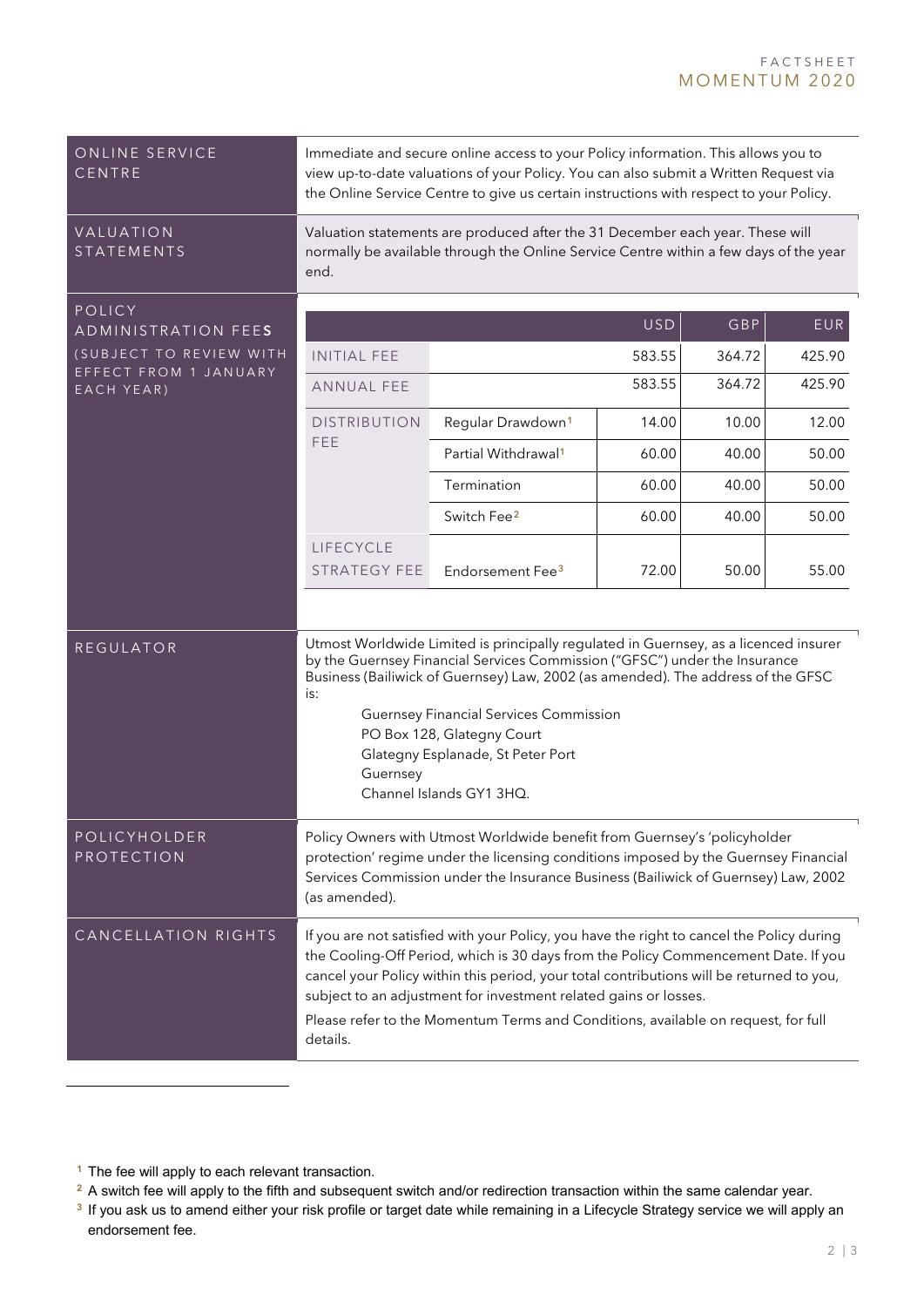## ONLINE SERVICE CENTRE

Immediate and secure online access to your Policy information. This allows you to view up-to-date valuations of your Policy. You can also submit a Written Request via the Online Service Centre to give us certain instructions with respect to your Policy.

## VALUATION STATEMENTS

Valuation statements are produced after the 31 December each year. These will normally be available through the Online Service Centre within a few days of the year end.

## POLICY ADMINISTRATION FEES

(SUBJECT TO REVIEW WITH EFFECT FROM 1 JANUARY EACH YEAR)

| | | USD | GBP | EUR |
|---|---|---|---|---|
| INITIAL FEE | | 583.55 | 364.72 | 425.90 |
| ANNUAL FEE | | 583.55 | 364.72 | 425.90 |
| DISTRIBUTION FEE | Regular Drawdown[1] | 14.00 | 10.00 | 12.00 |
| | Partial Withdrawal[1] | 60.00 | 40.00 | 50.00 |
| | Termination | 60.00 | 40.00 | 50.00 |
| | Switch Fee[2] | 60.00 | 40.00 | 50.00 |
| LIFECYCLE STRATEGY FEE | Endorsement Fee[3] | 72.00 | 50.00 | 55.00 |

## REGULATOR

Utmost Worldwide Limited is principally regulated in Guernsey, as a licenced insurer by the Guernsey Financial Services Commission ("GFSC") under the Insurance Business (Bailiwick of Guernsey) Law, 2002 (as amended). The address of the GFSC is:

Guernsey Financial Services Commission
PO Box 128, Glategny Court
Glategny Esplanade, St Peter Port
Guernsey
Channel Islands GY1 3HQ.

## POLICYHOLDER PROTECTION

Policy Owners with Utmost Worldwide benefit from Guernsey's 'policyholder protection' regime under the licensing conditions imposed by the Guernsey Financial Services Commission under the Insurance Business (Bailiwick of Guernsey) Law, 2002 (as amended).

## CANCELLATION RIGHTS

If you are not satisfied with your Policy, you have the right to cancel the Policy during the Cooling-Off Period, which is 30 days from the Policy Commencement Date. If you cancel your Policy within this period, your total contributions will be returned to you, subject to an adjustment for investment related gains or losses.

Please refer to the Momentum Terms and Conditions, available on request, for full details.

---

[1] The fee will apply to each relevant transaction.

[2] A switch fee will apply to the fifth and subsequent switch and/or redirection transaction within the same calendar year.

[3] If you ask us to amend either your risk profile or target date while remaining in a Lifecycle Strategy service we will apply an endorsement fee.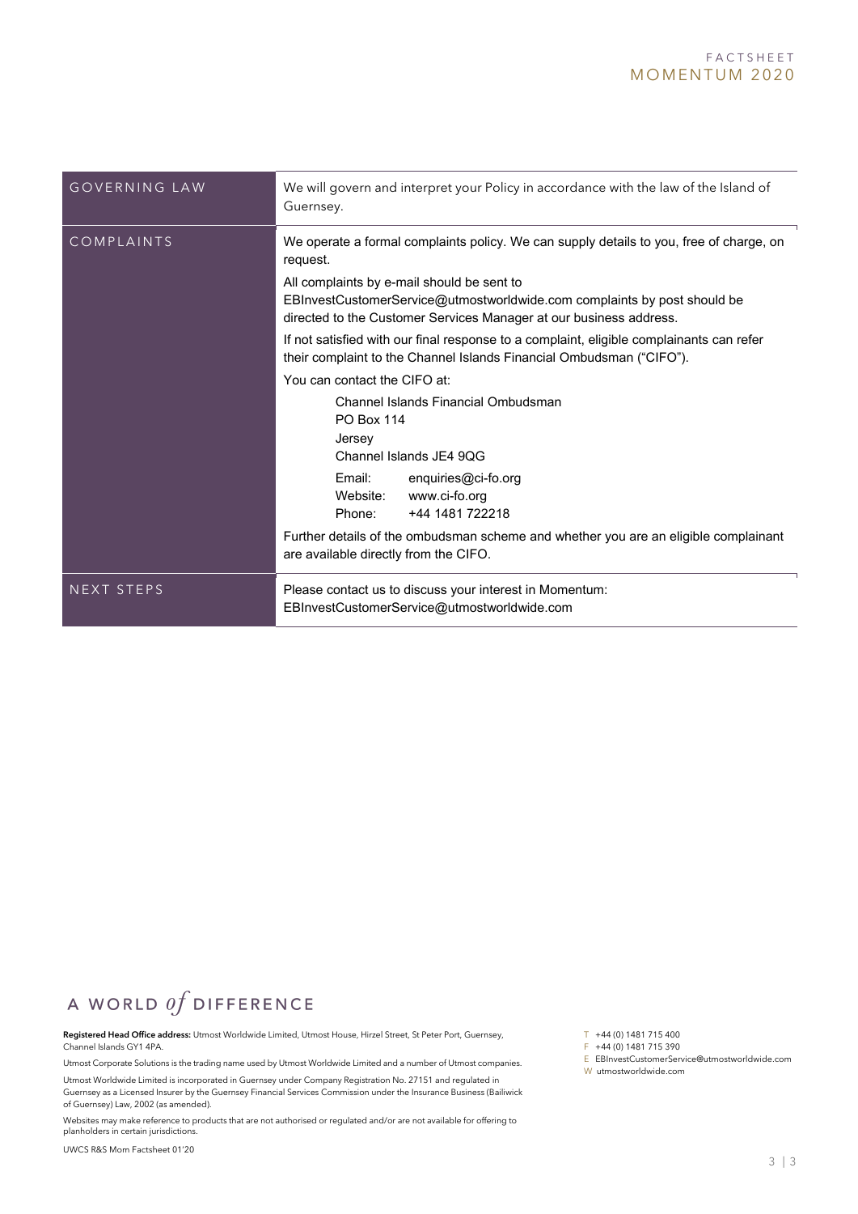| | |
|---|---|
| GOVERNING LAW | We will govern and interpret your Policy in accordance with the law of the Island of Guernsey. |
| COMPLAINTS | We operate a formal complaints policy. We can supply details to you, free of charge, on request.<br><br>All complaints by e-mail should be sent to EBInvestCustomerService@utmostworldwide.com complaints by post should be directed to the Customer Services Manager at our business address.<br><br>If not satisfied with our final response to a complaint, eligible complainants can refer their complaint to the Channel Islands Financial Ombudsman ("CIFO").<br><br>You can contact the CIFO at:<br><br>Channel Islands Financial Ombudsman<br>PO Box 114<br>Jersey<br>Channel Islands JE4 9QG<br><br>Email: enquiries@ci-fo.org<br>Website: www.ci-fo.org<br>Phone: +44 1481 722218<br><br>Further details of the ombudsman scheme and whether you are an eligible complainant are available directly from the CIFO. |
| NEXT STEPS | Please contact us to discuss your interest in Momentum: EBInvestCustomerService@utmostworldwide.com |

A WORLD *of* DIFFERENCE

**Registered Head Office address:** Utmost Worldwide Limited, Utmost House, Hirzel Street, St Peter Port, Guernsey, Channel Islands GY1 4PA.

Utmost Corporate Solutions is the trading name used by Utmost Worldwide Limited and a number of Utmost companies.

Utmost Worldwide Limited is incorporated in Guernsey under Company Registration No. 27151 and regulated in Guernsey as a Licensed Insurer by the Guernsey Financial Services Commission under the Insurance Business (Bailiwick of Guernsey) Law, 2002 (as amended).

Websites may make reference to products that are not authorised or regulated and/or are not available for offering to planholders in certain jurisdictions.

UWCS R&S Mom Factsheet 01'20

T +44 (0) 1481 715 400
F +44 (0) 1481 715 390
E EBInvestCustomerService@utmostworldwide.com
W utmostworldwide.com